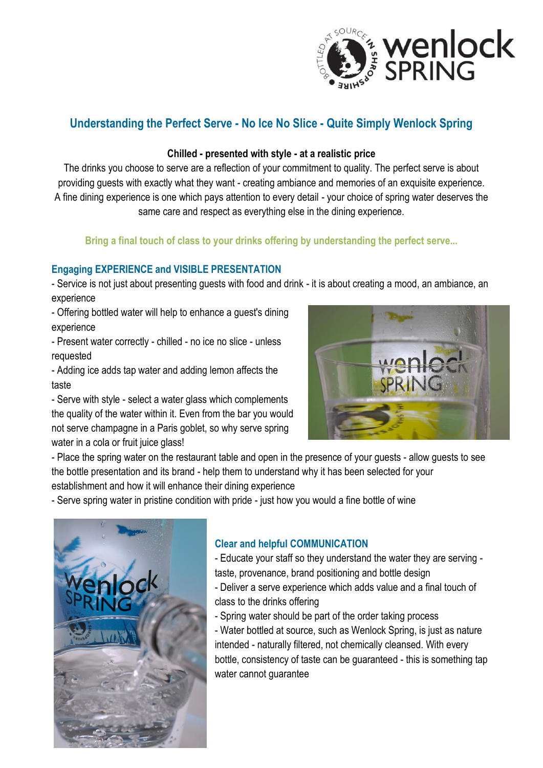# Understanding the Perfect Serve - No Ice No Slice - Quite Simply Wenlock Spring

**Chilled - presented with style - at a realistic price**

The drinks you choose to serve are a reflection of your commitment to quality. The perfect serve is about providing guests with exactly what they want - creating ambiance and memories of an exquisite experience. A fine dining experience is one which pays attention to every detail - your choice of spring water deserves the same care and respect as everything else in the dining experience.

**Bring a final touch of class to your drinks offering by understanding the perfect serve...**

## Engaging EXPERIENCE and VISIBLE PRESENTATION

- Service is not just about presenting guests with food and drink - it is about creating a mood, an ambiance, an experience
- Offering bottled water will help to enhance a guest's dining experience
- Present water correctly - chilled - no ice no slice - unless requested
- Adding ice adds tap water and adding lemon affects the taste
- Serve with style - select a water glass which complements the quality of the water within it. Even from the bar you would not serve champagne in a Paris goblet, so why serve spring water in a cola or fruit juice glass!
- Place the spring water on the restaurant table and open in the presence of your guests - allow guests to see the bottle presentation and its brand - help them to understand why it has been selected for your establishment and how it will enhance their dining experience
- Serve spring water in pristine condition with pride - just how you would a fine bottle of wine

## Clear and helpful COMMUNICATION

- Educate your staff so they understand the water they are serving - taste, provenance, brand positioning and bottle design
- Deliver a serve experience which adds value and a final touch of class to the drinks offering
- Spring water should be part of the order taking process
- Water bottled at source, such as Wenlock Spring, is just as nature intended - naturally filtered, not chemically cleansed. With every bottle, consistency of taste can be guaranteed - this is something tap water cannot guarantee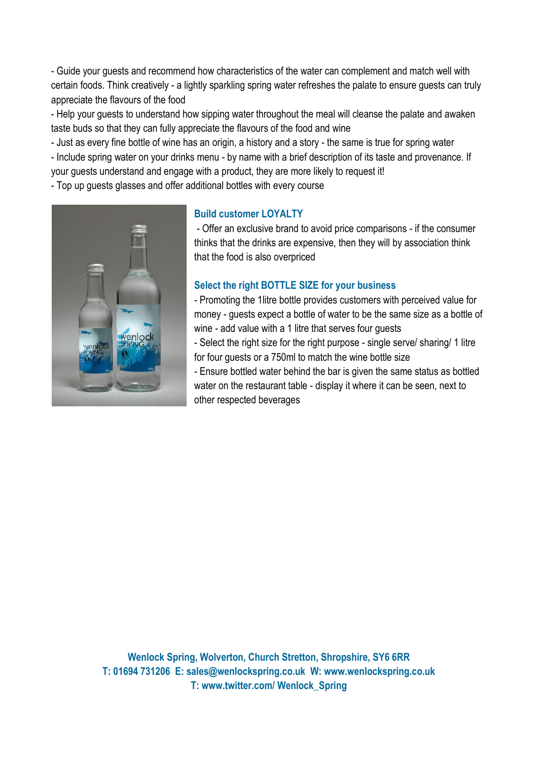- Guide your guests and recommend how characteristics of the water can complement and match well with certain foods. Think creatively - a lightly sparkling spring water refreshes the palate to ensure guests can truly appreciate the flavours of the food
- Help your guests to understand how sipping water throughout the meal will cleanse the palate and awaken taste buds so that they can fully appreciate the flavours of the food and wine
- Just as every fine bottle of wine has an origin, a history and a story - the same is true for spring water
- Include spring water on your drinks menu - by name with a brief description of its taste and provenance. If your guests understand and engage with a product, they are more likely to request it!
- Top up guests glasses and offer additional bottles with every course

### Build customer LOYALTY

- Offer an exclusive brand to avoid price comparisons - if the consumer thinks that the drinks are expensive, then they will by association think that the food is also overpriced

### Select the right BOTTLE SIZE for your business

- Promoting the 1litre bottle provides customers with perceived value for money - guests expect a bottle of water to be the same size as a bottle of wine - add value with a 1 litre that serves four guests
- Select the right size for the right purpose - single serve/ sharing/ 1 litre for four guests or a 750ml to match the wine bottle size
- Ensure bottled water behind the bar is given the same status as bottled water on the restaurant table - display it where it can be seen, next to other respected beverages

**Wenlock Spring, Wolverton, Church Stretton, Shropshire, SY6 6RR**
**T: 01694 731206 E: sales@wenlockspring.co.uk W: www.wenlockspring.co.uk**
**T: www.twitter.com/ Wenlock_Spring**